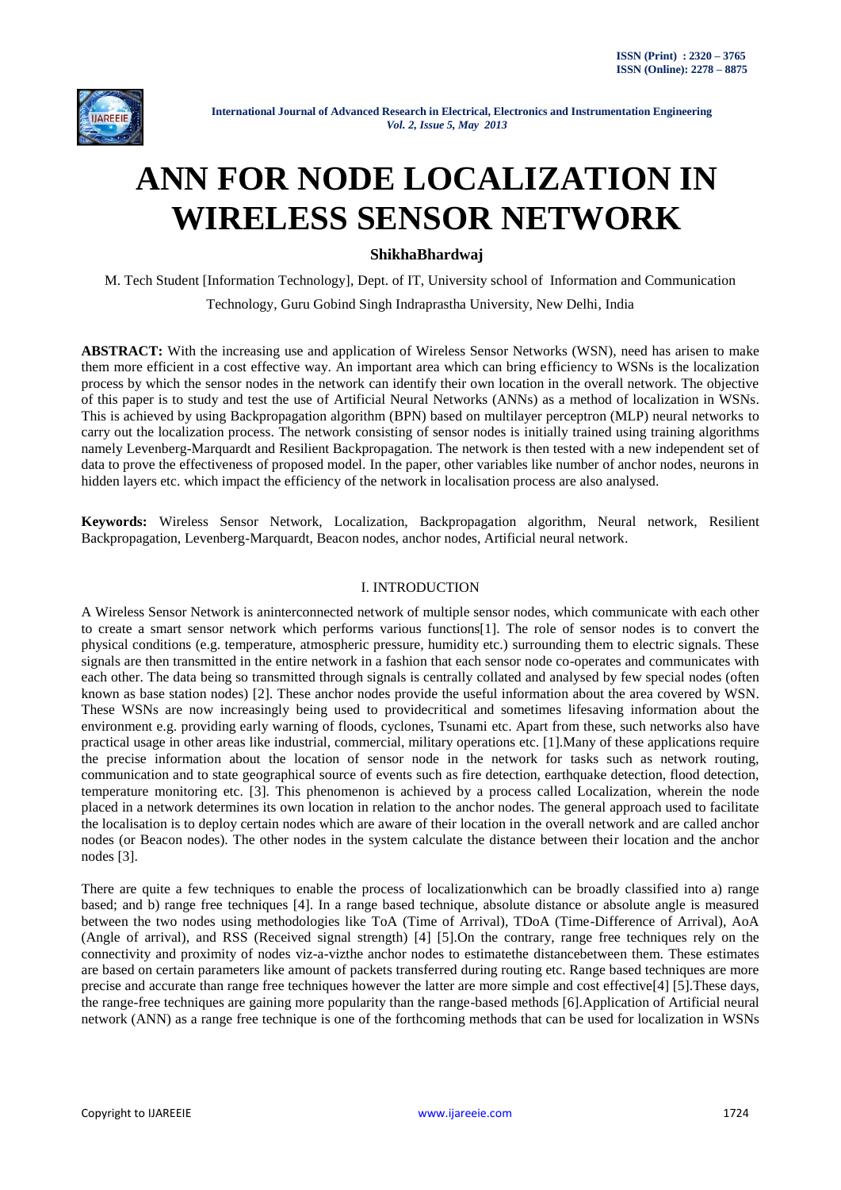# ANN FOR NODE LOCALIZATION IN WIRELESS SENSOR NETWORK

**ShikhaBhardwaj**

M. Tech Student [Information Technology], Dept. of IT, University school of Information and Communication Technology, Guru Gobind Singh Indraprastha University, New Delhi, India

**ABSTRACT:** With the increasing use and application of Wireless Sensor Networks (WSN), need has arisen to make them more efficient in a cost effective way. An important area which can bring efficiency to WSNs is the localization process by which the sensor nodes in the network can identify their own location in the overall network. The objective of this paper is to study and test the use of Artificial Neural Networks (ANNs) as a method of localization in WSNs. This is achieved by using Backpropagation algorithm (BPN) based on multilayer perceptron (MLP) neural networks to carry out the localization process. The network consisting of sensor nodes is initially trained using training algorithms namely Levenberg-Marquardt and Resilient Backpropagation. The network is then tested with a new independent set of data to prove the effectiveness of proposed model. In the paper, other variables like number of anchor nodes, neurons in hidden layers etc. which impact the efficiency of the network in localisation process are also analysed.

**Keywords:** Wireless Sensor Network, Localization, Backpropagation algorithm, Neural network, Resilient Backpropagation, Levenberg-Marquardt, Beacon nodes, anchor nodes, Artificial neural network.

## I. INTRODUCTION

A Wireless Sensor Network is aninterconnected network of multiple sensor nodes, which communicate with each other to create a smart sensor network which performs various functions[1]. The role of sensor nodes is to convert the physical conditions (e.g. temperature, atmospheric pressure, humidity etc.) surrounding them to electric signals. These signals are then transmitted in the entire network in a fashion that each sensor node co-operates and communicates with each other. The data being so transmitted through signals is centrally collated and analysed by few special nodes (often known as base station nodes) [2]. These anchor nodes provide the useful information about the area covered by WSN. These WSNs are now increasingly being used to providecritical and sometimes lifesaving information about the environment e.g. providing early warning of floods, cyclones, Tsunami etc. Apart from these, such networks also have practical usage in other areas like industrial, commercial, military operations etc. [1].Many of these applications require the precise information about the location of sensor node in the network for tasks such as network routing, communication and to state geographical source of events such as fire detection, earthquake detection, flood detection, temperature monitoring etc. [3]. This phenomenon is achieved by a process called Localization, wherein the node placed in a network determines its own location in relation to the anchor nodes. The general approach used to facilitate the localisation is to deploy certain nodes which are aware of their location in the overall network and are called anchor nodes (or Beacon nodes). The other nodes in the system calculate the distance between their location and the anchor nodes [3].

There are quite a few techniques to enable the process of localizationwhich can be broadly classified into a) range based; and b) range free techniques [4]. In a range based technique, absolute distance or absolute angle is measured between the two nodes using methodologies like ToA (Time of Arrival), TDoA (Time-Difference of Arrival), AoA (Angle of arrival), and RSS (Received signal strength) [4] [5].On the contrary, range free techniques rely on the connectivity and proximity of nodes viz-a-vizthe anchor nodes to estimatethe distancebetween them. These estimates are based on certain parameters like amount of packets transferred during routing etc. Range based techniques are more precise and accurate than range free techniques however the latter are more simple and cost effective[4] [5].These days, the range-free techniques are gaining more popularity than the range-based methods [6].Application of Artificial neural network (ANN) as a range free technique is one of the forthcoming methods that can be used for localization in WSNs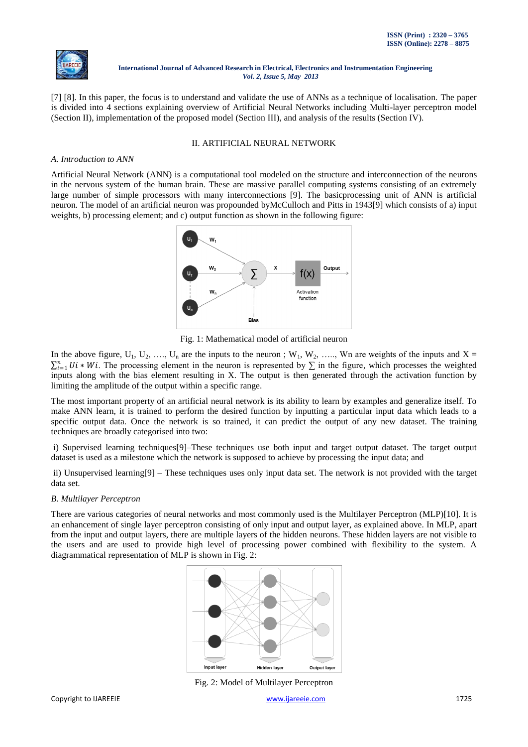[7] [8]. In this paper, the focus is to understand and validate the use of ANNs as a technique of localisation. The paper is divided into 4 sections explaining overview of Artificial Neural Networks including Multi-layer perceptron model (Section II), implementation of the proposed model (Section III), and analysis of the results (Section IV).

## II. ARTIFICIAL NEURAL NETWORK

### *A. Introduction to ANN*

Artificial Neural Network (ANN) is a computational tool modeled on the structure and interconnection of the neurons in the nervous system of the human brain. These are massive parallel computing systems consisting of an extremely large number of simple processors with many interconnections [9]. The basicprocessing unit of ANN is artificial neuron. The model of an artificial neuron was propounded byMcCulloch and Pitts in 1943[9] which consists of a) input weights, b) processing element; and c) output function as shown in the following figure:

Fig. 1: Mathematical model of artificial neuron

In the above figure, $U_1$, $U_2$, …., $U_n$ are the inputs to the neuron ; $W_1$, $W_2$, ….., Wn are weights of the inputs and $X = \sum_{i=1}^{n} Ui * Wi$. The processing element in the neuron is represented by $\sum$ in the figure, which processes the weighted inputs along with the bias element resulting in X. The output is then generated through the activation function by limiting the amplitude of the output within a specific range.

The most important property of an artificial neural network is its ability to learn by examples and generalize itself. To make ANN learn, it is trained to perform the desired function by inputting a particular input data which leads to a specific output data. Once the network is so trained, it can predict the output of any new dataset. The training techniques are broadly categorised into two:

i) Supervised learning techniques[9]–These techniques use both input and target output dataset. The target output dataset is used as a milestone which the network is supposed to achieve by processing the input data; and

ii) Unsupervised learning[9] – These techniques uses only input data set. The network is not provided with the target data set.

### *B. Multilayer Perceptron*

There are various categories of neural networks and most commonly used is the Multilayer Perceptron (MLP)[10]. It is an enhancement of single layer perceptron consisting of only input and output layer, as explained above. In MLP, apart from the input and output layers, there are multiple layers of the hidden neurons. These hidden layers are not visible to the users and are used to provide high level of processing power combined with flexibility to the system. A diagrammatical representation of MLP is shown in Fig. 2:

Fig. 2: Model of Multilayer Perceptron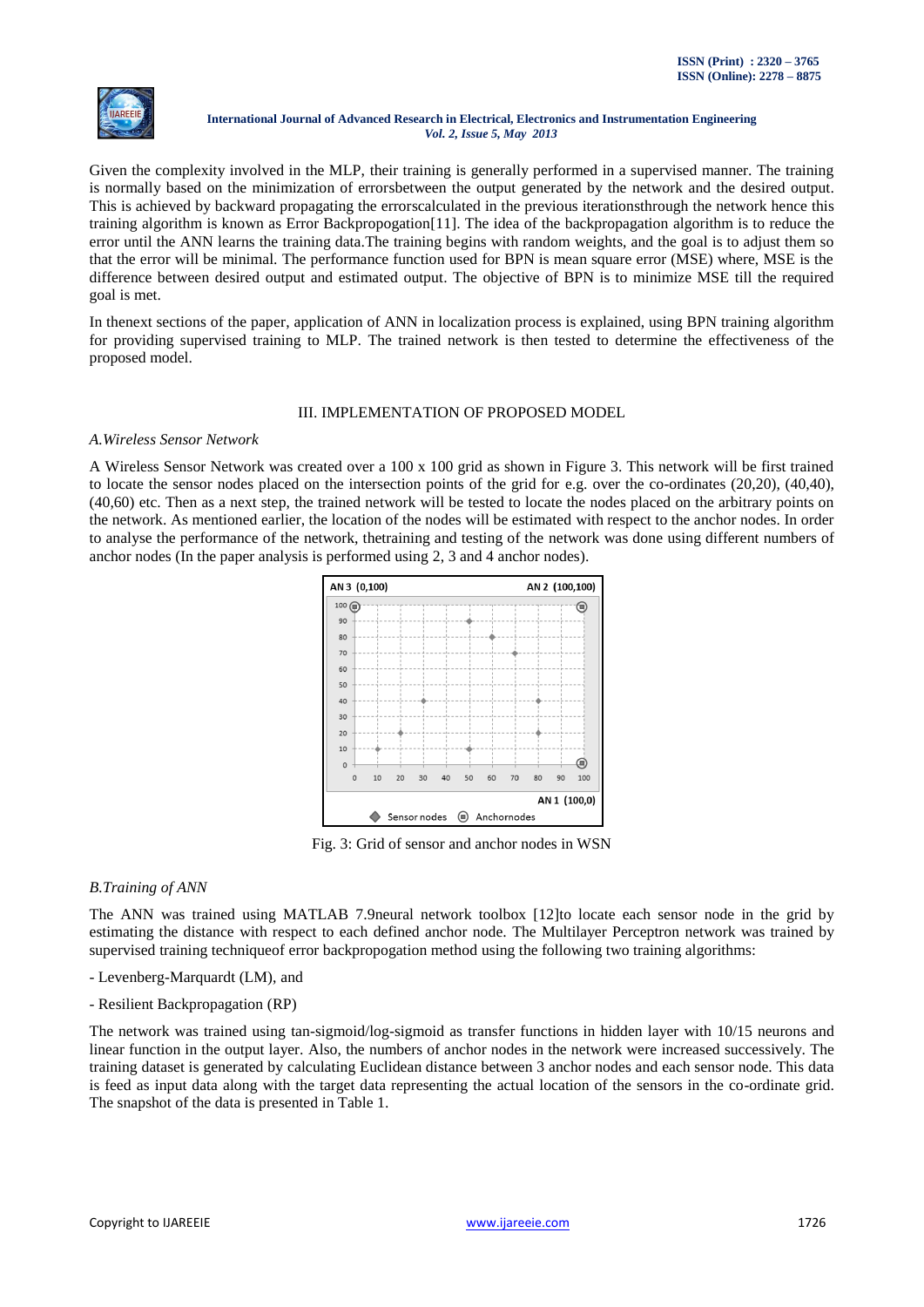Given the complexity involved in the MLP, their training is generally performed in a supervised manner. The training is normally based on the minimization of errorsbetween the output generated by the network and the desired output. This is achieved by backward propagating the errorscalculated in the previous iterationsthrough the network hence this training algorithm is known as Error Backpropogation[11]. The idea of the backpropagation algorithm is to reduce the error until the ANN learns the training data.The training begins with random weights, and the goal is to adjust them so that the error will be minimal. The performance function used for BPN is mean square error (MSE) where, MSE is the difference between desired output and estimated output. The objective of BPN is to minimize MSE till the required goal is met.

In thenext sections of the paper, application of ANN in localization process is explained, using BPN training algorithm for providing supervised training to MLP. The trained network is then tested to determine the effectiveness of the proposed model.

## III. IMPLEMENTATION OF PROPOSED MODEL

### *A.Wireless Sensor Network*

A Wireless Sensor Network was created over a 100 x 100 grid as shown in Figure 3. This network will be first trained to locate the sensor nodes placed on the intersection points of the grid for e.g. over the co-ordinates (20,20), (40,40), (40,60) etc. Then as a next step, the trained network will be tested to locate the nodes placed on the arbitrary points on the network. As mentioned earlier, the location of the nodes will be estimated with respect to the anchor nodes. In order to analyse the performance of the network, thetraining and testing of the network was done using different numbers of anchor nodes (In the paper analysis is performed using 2, 3 and 4 anchor nodes).

Fig. 3: Grid of sensor and anchor nodes in WSN

### *B.Training of ANN*

The ANN was trained using MATLAB 7.9neural network toolbox [12]to locate each sensor node in the grid by estimating the distance with respect to each defined anchor node. The Multilayer Perceptron network was trained by supervised training techniqueof error backpropogation method using the following two training algorithms:

- Levenberg-Marquardt (LM), and

- Resilient Backpropagation (RP)

The network was trained using tan-sigmoid/log-sigmoid as transfer functions in hidden layer with 10/15 neurons and linear function in the output layer. Also, the numbers of anchor nodes in the network were increased successively. The training dataset is generated by calculating Euclidean distance between 3 anchor nodes and each sensor node. This data is feed as input data along with the target data representing the actual location of the sensors in the co-ordinate grid. The snapshot of the data is presented in Table 1.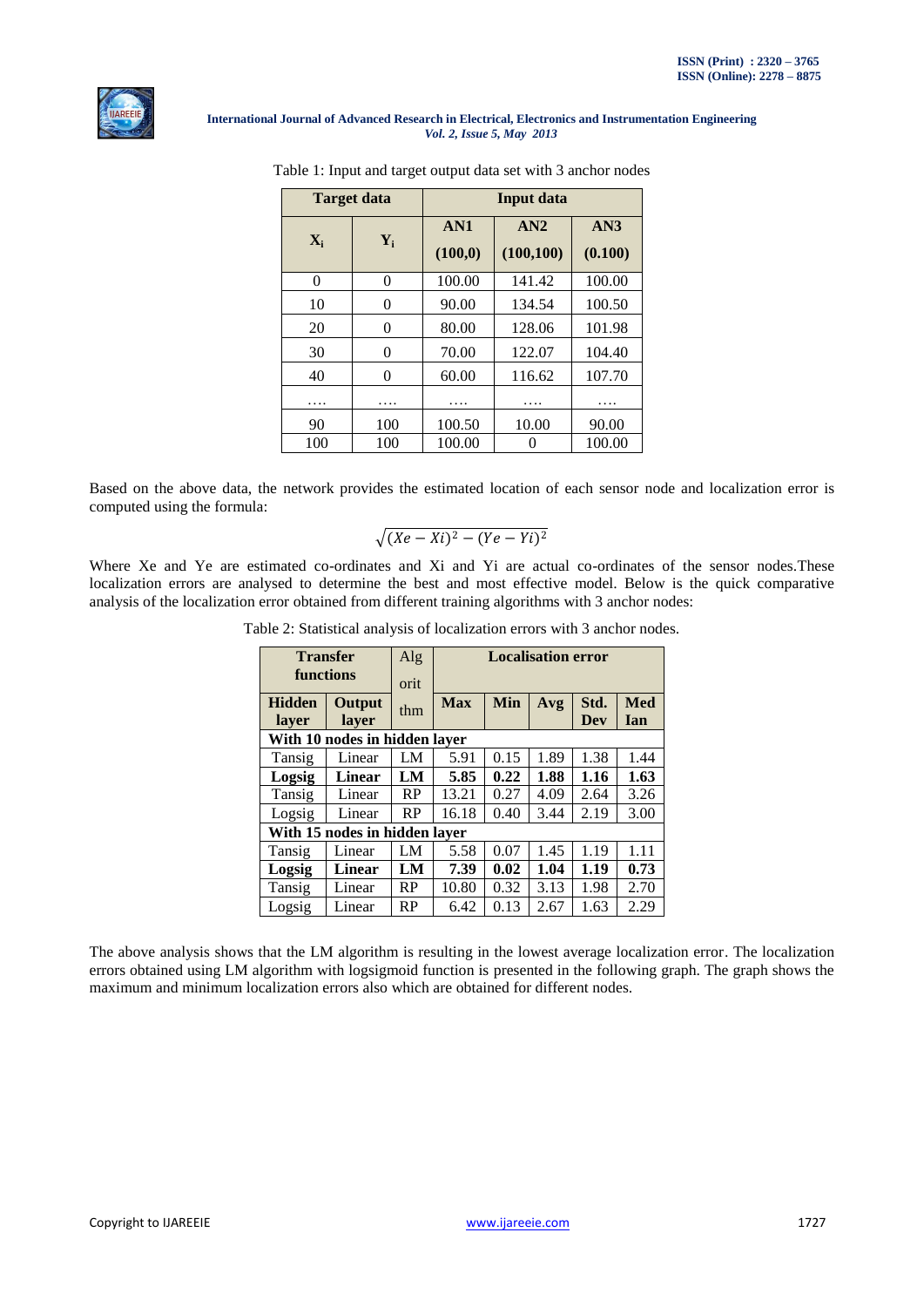Table 1: Input and target output data set with 3 anchor nodes

| Target data | | Input data | | |
|---|---|---|---|---|
| $X_i$ | $Y_i$ | AN1 (100,0) | AN2 (100,100) | AN3 (0.100) |
| 0 | 0 | 100.00 | 141.42 | 100.00 |
| 10 | 0 | 90.00 | 134.54 | 100.50 |
| 20 | 0 | 80.00 | 128.06 | 101.98 |
| 30 | 0 | 70.00 | 122.07 | 104.40 |
| 40 | 0 | 60.00 | 116.62 | 107.70 |
| …. | …. | …. | …. | …. |
| 90 | 100 | 100.50 | 10.00 | 90.00 |
| 100 | 100 | 100.00 | 0 | 100.00 |

Based on the above data, the network provides the estimated location of each sensor node and localization error is computed using the formula:

$$\sqrt{(Xe - Xi)^2 - (Ye - Yi)^2}$$

Where Xe and Ye are estimated co-ordinates and Xi and Yi are actual co-ordinates of the sensor nodes.These localization errors are analysed to determine the best and most effective model. Below is the quick comparative analysis of the localization error obtained from different training algorithms with 3 anchor nodes:

Table 2: Statistical analysis of localization errors with 3 anchor nodes.

| Transfer functions | | Algorithm | Localisation error | | | | |
|---|---|---|---|---|---|---|---|
| **Hidden layer** | **Output layer** | | **Max** | **Min** | **Avg** | **Std. Dev** | **Median** |
| **With 10 nodes in hidden layer** | | | | | | | |
| Tansig | Linear | LM | 5.91 | 0.15 | 1.89 | 1.38 | 1.44 |
| **Logsig** | **Linear** | **LM** | **5.85** | **0.22** | **1.88** | **1.16** | **1.63** |
| Tansig | Linear | RP | 13.21 | 0.27 | 4.09 | 2.64 | 3.26 |
| Logsig | Linear | RP | 16.18 | 0.40 | 3.44 | 2.19 | 3.00 |
| **With 15 nodes in hidden layer** | | | | | | | |
| Tansig | Linear | LM | 5.58 | 0.07 | 1.45 | 1.19 | 1.11 |
| **Logsig** | **Linear** | **LM** | **7.39** | **0.02** | **1.04** | **1.19** | **0.73** |
| Tansig | Linear | RP | 10.80 | 0.32 | 3.13 | 1.98 | 2.70 |
| Logsig | Linear | RP | 6.42 | 0.13 | 2.67 | 1.63 | 2.29 |

The above analysis shows that the LM algorithm is resulting in the lowest average localization error. The localization errors obtained using LM algorithm with logsigmoid function is presented in the following graph. The graph shows the maximum and minimum localization errors also which are obtained for different nodes.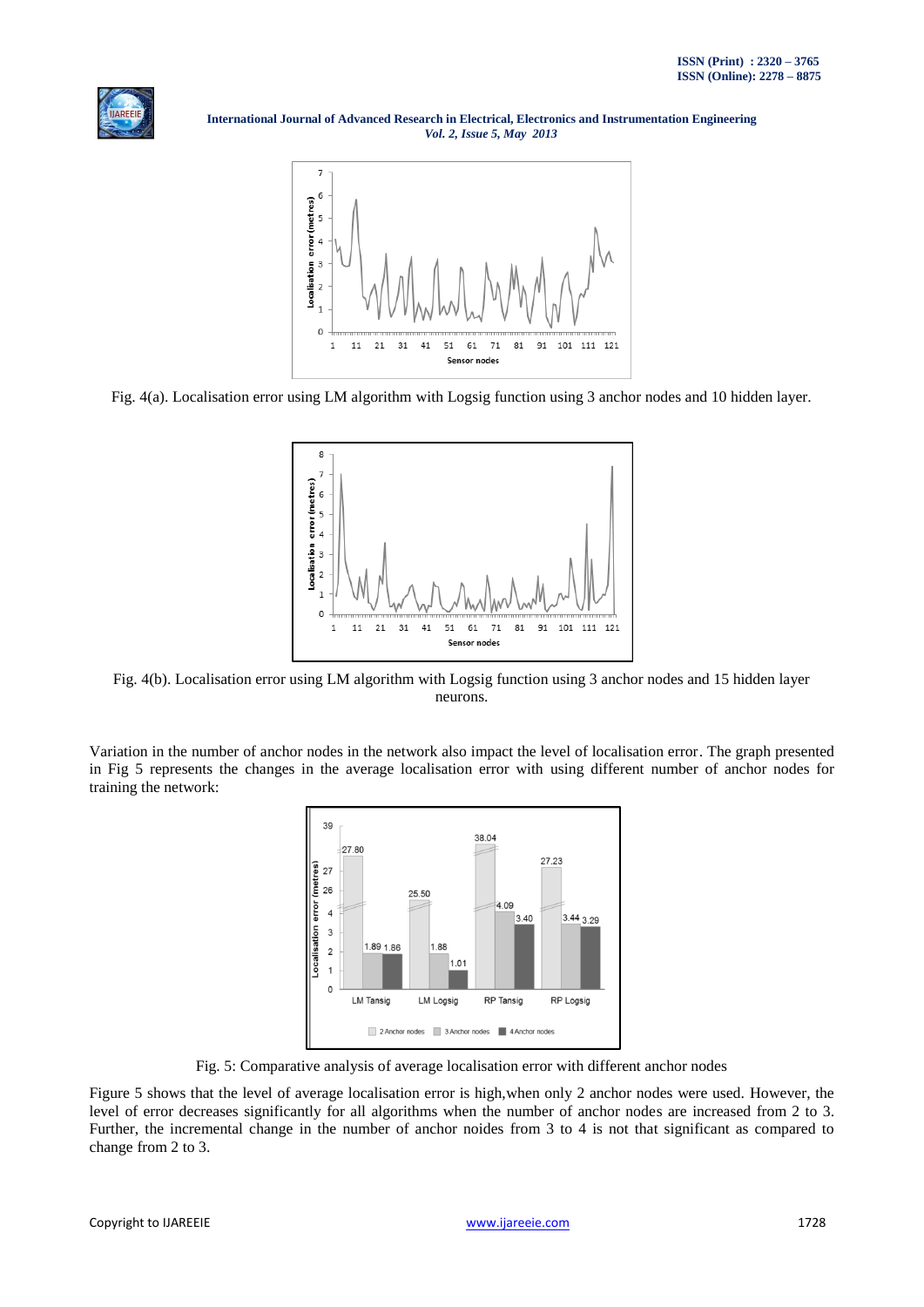Fig. 4(a). Localisation error using LM algorithm with Logsig function using 3 anchor nodes and 10 hidden layer.

Fig. 4(b). Localisation error using LM algorithm with Logsig function using 3 anchor nodes and 15 hidden layer neurons.

Variation in the number of anchor nodes in the network also impact the level of localisation error. The graph presented in Fig 5 represents the changes in the average localisation error with using different number of anchor nodes for training the network:

Fig. 5: Comparative analysis of average localisation error with different anchor nodes

Figure 5 shows that the level of average localisation error is high,when only 2 anchor nodes were used. However, the level of error decreases significantly for all algorithms when the number of anchor nodes are increased from 2 to 3. Further, the incremental change in the number of anchor noides from 3 to 4 is not that significant as compared to change from 2 to 3.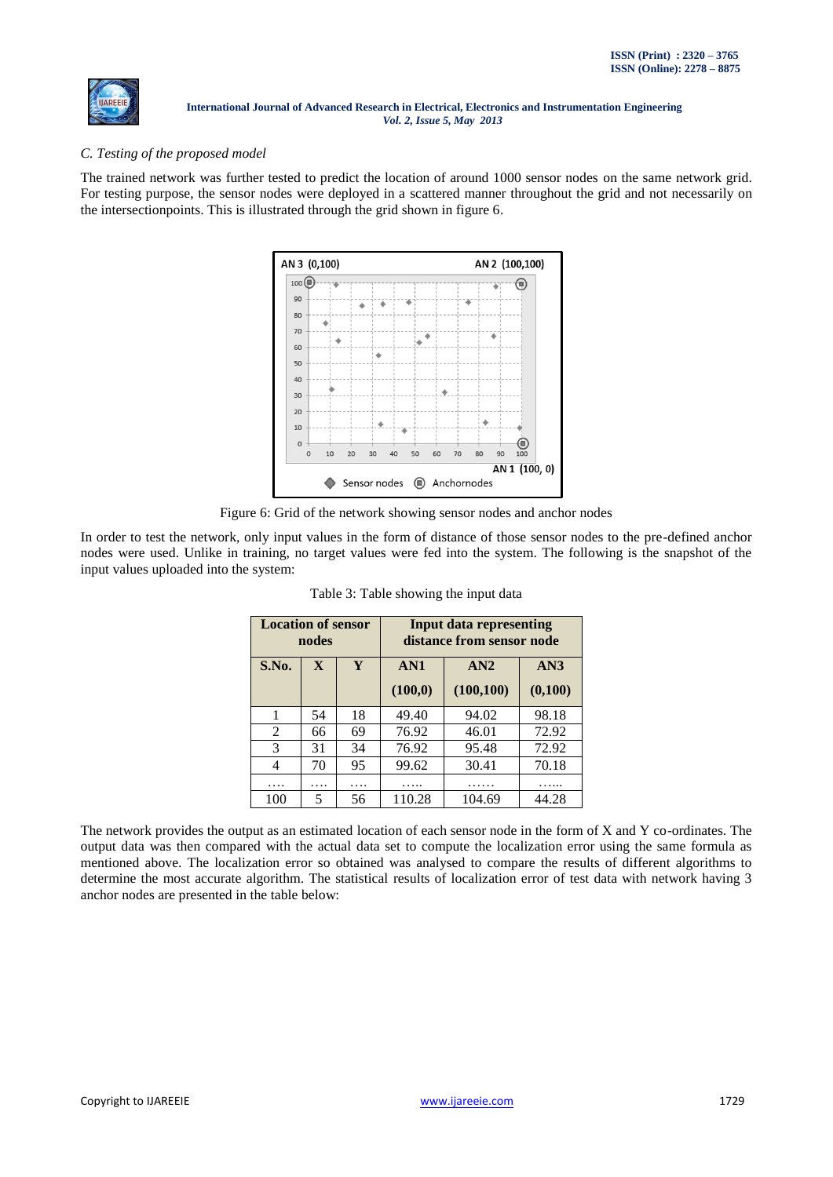*C. Testing of the proposed model*

The trained network was further tested to predict the location of around 1000 sensor nodes on the same network grid. For testing purpose, the sensor nodes were deployed in a scattered manner throughout the grid and not necessarily on the intersectionpoints. This is illustrated through the grid shown in figure 6.

Figure 6: Grid of the network showing sensor nodes and anchor nodes

In order to test the network, only input values in the form of distance of those sensor nodes to the pre-defined anchor nodes were used. Unlike in training, no target values were fed into the system. The following is the snapshot of the input values uploaded into the system:

Table 3: Table showing the input data

| Location of sensor nodes | | | Input data representing distance from sensor node | | |
|---|---|---|---|---|---|
| S.No. | X | Y | AN1 (100,0) | AN2 (100,100) | AN3 (0,100) |
| 1 | 54 | 18 | 49.40 | 94.02 | 98.18 |
| 2 | 66 | 69 | 76.92 | 46.01 | 72.92 |
| 3 | 31 | 34 | 76.92 | 95.48 | 72.92 |
| 4 | 70 | 95 | 99.62 | 30.41 | 70.18 |
| …. | …. | …. | ….. | …… | …... |
| 100 | 5 | 56 | 110.28 | 104.69 | 44.28 |

The network provides the output as an estimated location of each sensor node in the form of X and Y co-ordinates. The output data was then compared with the actual data set to compute the localization error using the same formula as mentioned above. The localization error so obtained was analysed to compare the results of different algorithms to determine the most accurate algorithm. The statistical results of localization error of test data with network having 3 anchor nodes are presented in the table below: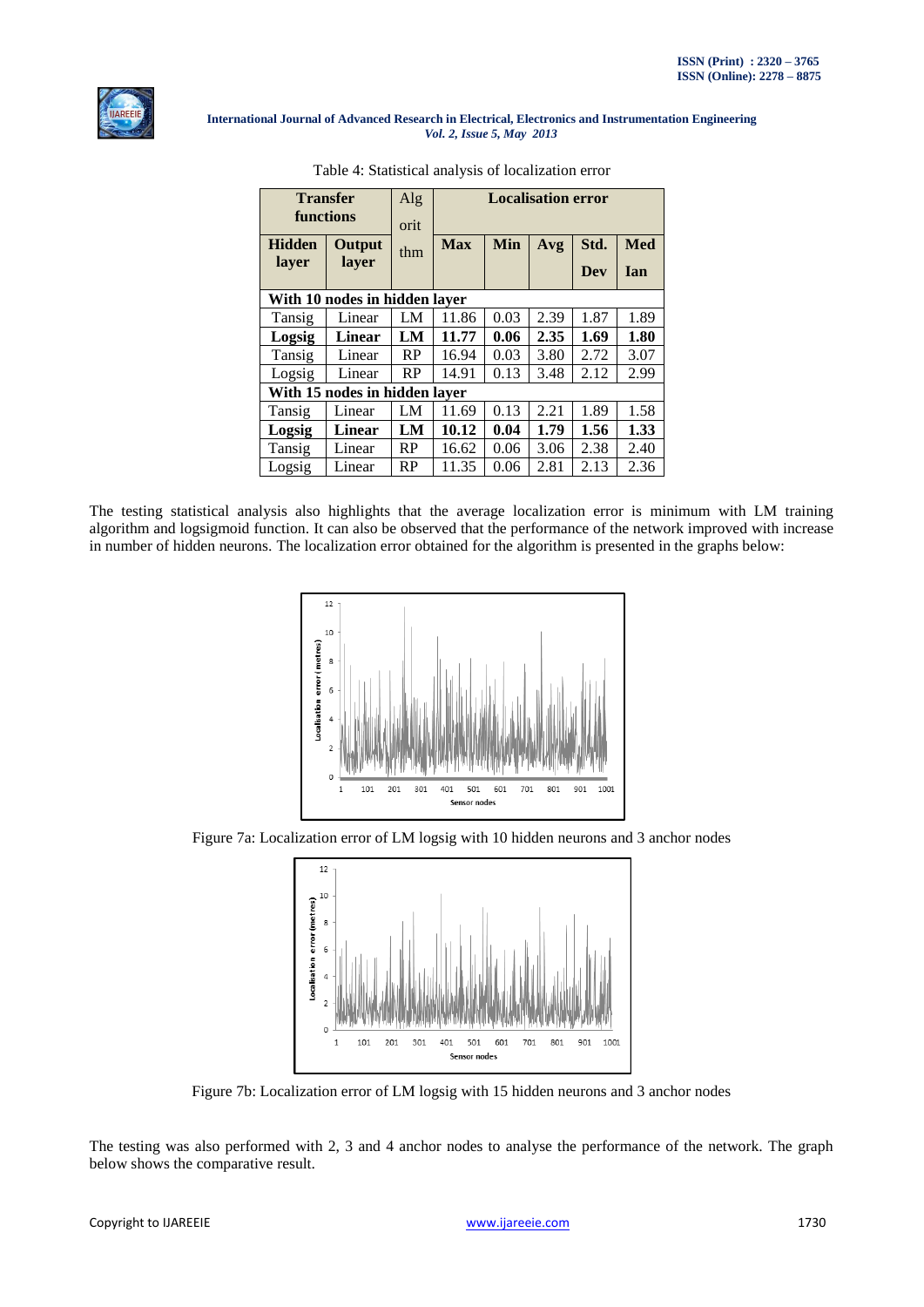Table 4: Statistical analysis of localization error

| Transfer functions | | Algorithm | Localisation error | | | | |
|---|---|---|---|---|---|---|---|
| **Hidden layer** | **Output layer** | | **Max** | **Min** | **Avg** | **Std. Dev** | **Median** |
| **With 10 nodes in hidden layer** | | | | | | | |
| Tansig | Linear | LM | 11.86 | 0.03 | 2.39 | 1.87 | 1.89 |
| **Logsig** | **Linear** | **LM** | **11.77** | **0.06** | **2.35** | **1.69** | **1.80** |
| Tansig | Linear | RP | 16.94 | 0.03 | 3.80 | 2.72 | 3.07 |
| Logsig | Linear | RP | 14.91 | 0.13 | 3.48 | 2.12 | 2.99 |
| **With 15 nodes in hidden layer** | | | | | | | |
| Tansig | Linear | LM | 11.69 | 0.13 | 2.21 | 1.89 | 1.58 |
| **Logsig** | **Linear** | **LM** | **10.12** | **0.04** | **1.79** | **1.56** | **1.33** |
| Tansig | Linear | RP | 16.62 | 0.06 | 3.06 | 2.38 | 2.40 |
| Logsig | Linear | RP | 11.35 | 0.06 | 2.81 | 2.13 | 2.36 |

The testing statistical analysis also highlights that the average localization error is minimum with LM training algorithm and logsigmoid function. It can also be observed that the performance of the network improved with increase in number of hidden neurons. The localization error obtained for the algorithm is presented in the graphs below:

Figure 7a: Localization error of LM logsig with 10 hidden neurons and 3 anchor nodes

Figure 7b: Localization error of LM logsig with 15 hidden neurons and 3 anchor nodes

The testing was also performed with 2, 3 and 4 anchor nodes to analyse the performance of the network. The graph below shows the comparative result.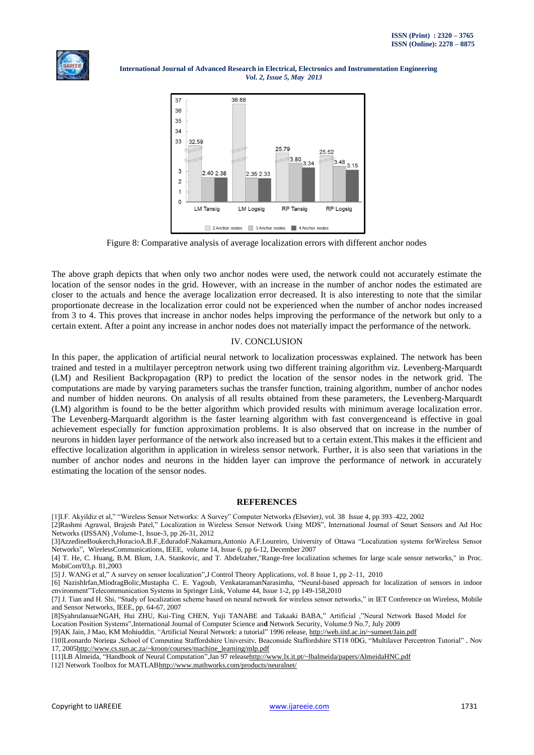37
36
35
34
33
3
2
1
0

32.59
2.40 2.38
36.68
2.35 2.33
25.79
3.80 3.34
25.52
3.48 3.15

LM Tansig
LM Logsig
RP Tansig
RP Logsig

2 Anchor nodes
3 Anchor nodes
4 Anchor nodes

Figure 8: Comparative analysis of average localization errors with different anchor nodes

The above graph depicts that when only two anchor nodes were used, the network could not accurately estimate the location of the sensor nodes in the grid. However, with an increase in the number of anchor nodes the estimated are closer to the actuals and hence the average localization error decreased. It is also interesting to note that the similar proportionate decrease in the localization error could not be experienced when the number of anchor nodes increased from 3 to 4. This proves that increase in anchor nodes helps improving the performance of the network but only to a certain extent. After a point any increase in anchor nodes does not materially impact the performance of the network.

## IV. CONCLUSION

In this paper, the application of artificial neural network to localization processwas explained. The network has been trained and tested in a multilayer perceptron network using two different training algorithm viz. Levenberg-Marquardt (LM) and Resilient Backpropagation (RP) to predict the location of the sensor nodes in the network grid. The computations are made by varying parameters suchas the transfer function, training algorithm, number of anchor nodes and number of hidden neurons. On analysis of all results obtained from these parameters, the Levenberg-Marquardt (LM) algorithm is found to be the better algorithm which provided results with minimum average localization error. The Levenberg-Marquardt algorithm is the faster learning algorithm with fast convergenceand is effective in goal achievement especially for function approximation problems. It is also observed that on increase in the number of neurons in hidden layer performance of the network also increased but to a certain extent.This makes it the efficient and effective localization algorithm in application in wireless sensor network. Further, it is also seen that variations in the number of anchor nodes and neurons in the hidden layer can improve the performance of network in accurately estimating the location of the sensor nodes.

## REFERENCES

[1]I.F. Akyildiz et al," "Wireless Sensor Networks: A Survey" Computer Networks *(*Elsevier*)*, vol. 38 Issue 4, pp 393–422, 2002

[2]Rashmi Agrawal, Brajesh Patel," Localization in Wireless Sensor Network Using MDS", International Journal of Smart Sensors and Ad Hoc Networks (IJSSAN) ,Volume-1, Issue-3, pp 26-31, 2012

[3]AzzedineBoukerch,HoracioA.B.F.,EduradoF.Nakamura,Antonio A.F.Loureiro, University of Ottawa "Localization systems forWireless Sensor Networks", WirelessCommunications, IEEE, volume 14, Issue 6, pp 6-12, December 2007

[4] T. He, C. Huang, B.M. Blum, J.A. Stankovic, and T. Abdelzaher,"Range-free localization schemes for large scale sensor networks," in Proc. MobiCom'03,p. 81,2003

[5] J. WANG et al," A survey on sensor localization",J Control Theory Applications, vol. 8 Issue 1, pp 2–11, 2010

[6] NazishIrfan,MiodragBolic,Mustapha C. E. Yagoub, VenkataramanNarasimha, "Neural-based approach for localization of sensors in indoor environment"Telecommunication Systems in Springer Link, Volume 44, Issue 1-2, pp 149-158,2010

[7] J. Tian and H. Shi, "Study of localization scheme based on neural network for wireless sensor networks," in IET Conference on Wireless, Mobile and Sensor Networks, IEEE, pp. 64-67, 2007

[8]SyahrulanuarNGAH, Hui ZHU, Kui-Ting CHEN, Yuji TANABE and Takaaki BABA," Artificial ,"Neural Network Based Model for Location Position Systems",International Journal of Computer Science an**d** Network Security, Volume.9 No.7, July 2009

[9]AK Jain, J Mao, KM Mohiuddin, "Artificial Neural Network: a tutorial" 1996 release, http://web.iitd.ac.in/~sumeet/Jain.pdf

[10]Leonardo Noriega ,School of Computing Staffordshire University, Beaconside Staffordshire ST18 0DG, "Multilayer Perceptron Tutorial" , Nov 17, 2005http://www.cs.sun.ac.za/~kroon/courses/machine_learning/mlp.pdf

[11]LB Almeida, "Handbook of Neural Computation",Jan 97 releasehttp://www.lx.it.pt/~lbalmeida/papers/AlmeidaHNC.pdf

[12] Network Toolbox for MATLABhttp://www.mathworks.com/products/neuralnet/